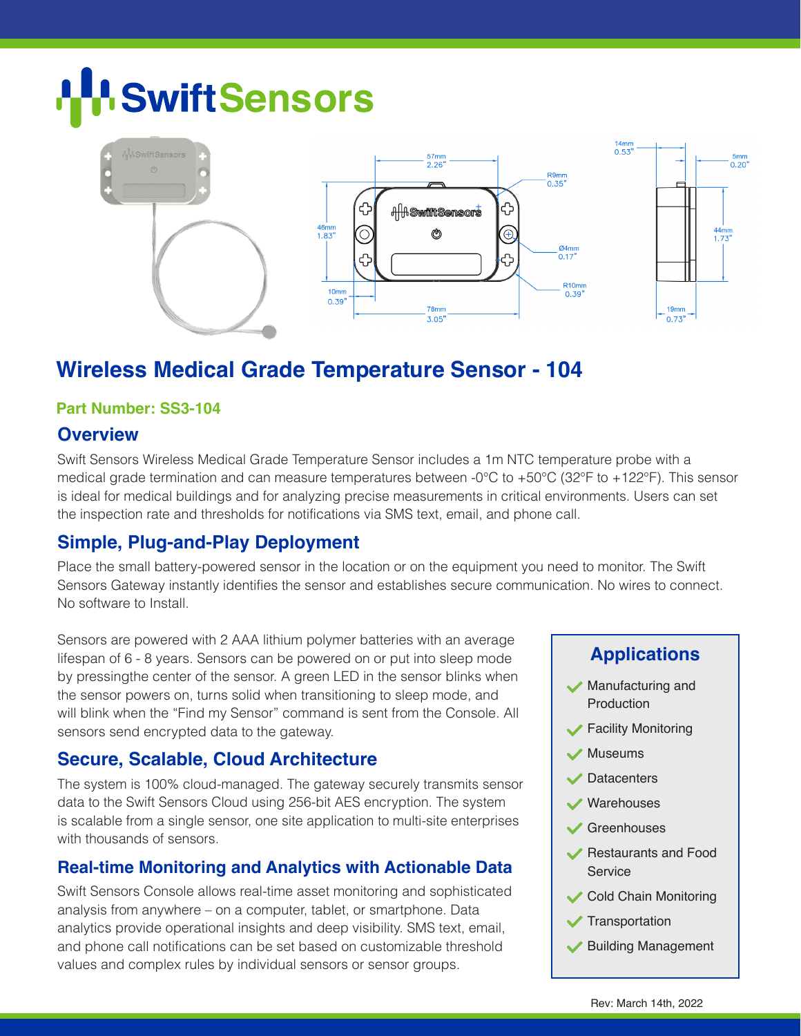# SwiftSensors

## Wireless Medical Grade Temperature Sensor - 104

**Part Number: SS3-104**

### Overview

Swift Sensors Wireless Medical Grade Temperature Sensor includes a 1m NTC temperature probe with a medical grade termination and can measure temperatures between -0°C to +50°C (32°F to +122°F). This sensor is ideal for medical buildings and for analyzing precise measurements in critical environments. Users can set the inspection rate and thresholds for notifications via SMS text, email, and phone call.

### Simple, Plug-and-Play Deployment

Place the small battery-powered sensor in the location or on the equipment you need to monitor. The Swift Sensors Gateway instantly identifies the sensor and establishes secure communication. No wires to connect. No software to Install.

Sensors are powered with 2 AAA lithium polymer batteries with an average lifespan of 6 - 8 years. Sensors can be powered on or put into sleep mode by pressingthe center of the sensor. A green LED in the sensor blinks when the sensor powers on, turns solid when transitioning to sleep mode, and will blink when the "Find my Sensor" command is sent from the Console. All sensors send encrypted data to the gateway.

### Secure, Scalable, Cloud Architecture

The system is 100% cloud-managed. The gateway securely transmits sensor data to the Swift Sensors Cloud using 256-bit AES encryption. The system is scalable from a single sensor, one site application to multi-site enterprises with thousands of sensors.

### Real-time Monitoring and Analytics with Actionable Data

Swift Sensors Console allows real-time asset monitoring and sophisticated analysis from anywhere – on a computer, tablet, or smartphone. Data analytics provide operational insights and deep visibility. SMS text, email, and phone call notifications can be set based on customizable threshold values and complex rules by individual sensors or sensor groups.

### Applications

- Manufacturing and Production
- Facility Monitoring
- Museums
- Datacenters
- Warehouses
- Greenhouses
- Restaurants and Food Service
- Cold Chain Monitoring
- Transportation
- Building Management

Rev: March 14th, 2022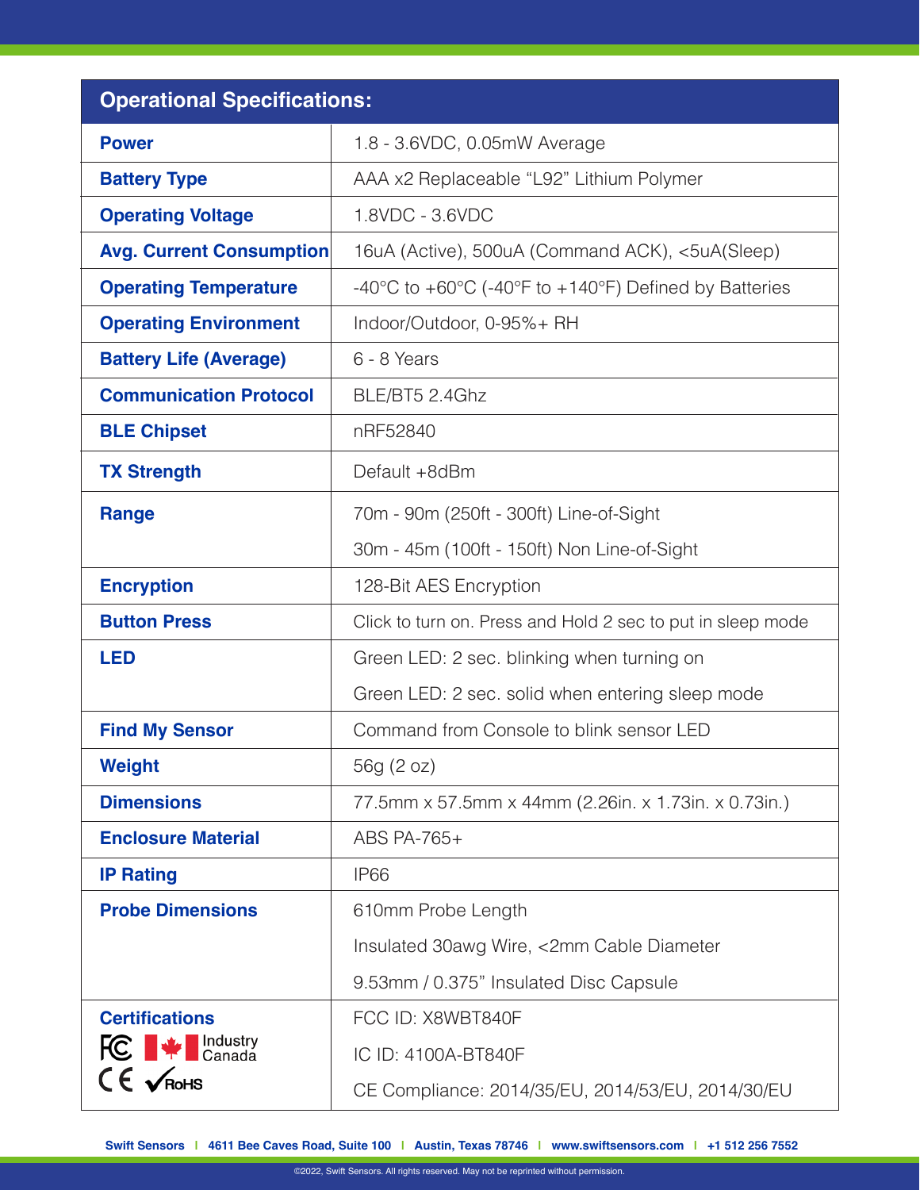| Operational Specifications: | |
|---|---|
| **Power** | 1.8 - 3.6VDC, 0.05mW Average |
| **Battery Type** | AAA x2 Replaceable “L92” Lithium Polymer |
| **Operating Voltage** | 1.8VDC - 3.6VDC |
| **Avg. Current Consumption** | 16uA (Active), 500uA (Command ACK), <5uA(Sleep) |
| **Operating Temperature** | -40°C to +60°C (-40°F to +140°F) Defined by Batteries |
| **Operating Environment** | Indoor/Outdoor, 0-95%+ RH |
| **Battery Life (Average)** | 6 - 8 Years |
| **Communication Protocol** | BLE/BT5 2.4Ghz |
| **BLE Chipset** | nRF52840 |
| **TX Strength** | Default +8dBm |
| **Range** | 70m - 90m (250ft - 300ft) Line-of-Sight<br>30m - 45m (100ft - 150ft) Non Line-of-Sight |
| **Encryption** | 128-Bit AES Encryption |
| **Button Press** | Click to turn on. Press and Hold 2 sec to put in sleep mode |
| **LED** | Green LED: 2 sec. blinking when turning on<br>Green LED: 2 sec. solid when entering sleep mode |
| **Find My Sensor** | Command from Console to blink sensor LED |
| **Weight** | 56g (2 oz) |
| **Dimensions** | 77.5mm x 57.5mm x 44mm (2.26in. x 1.73in. x 0.73in.) |
| **Enclosure Material** | ABS PA-765+ |
| **IP Rating** | IP66 |
| **Probe Dimensions** | 610mm Probe Length<br>Insulated 30awg Wire, <2mm Cable Diameter<br>9.53mm / 0.375” Insulated Disc Capsule |
| **Certifications**<br>FC, Industry Canada, CE, RoHS | FCC ID: X8WBT840F<br>IC ID: 4100A-BT840F<br>CE Compliance: 2014/35/EU, 2014/53/EU, 2014/30/EU |

Swift Sensors | 4611 Bee Caves Road, Suite 100 | Austin, Texas 78746 | www.swiftsensors.com | +1 512 256 7552

©2022, Swift Sensors. All rights reserved. May not be reprinted without permission.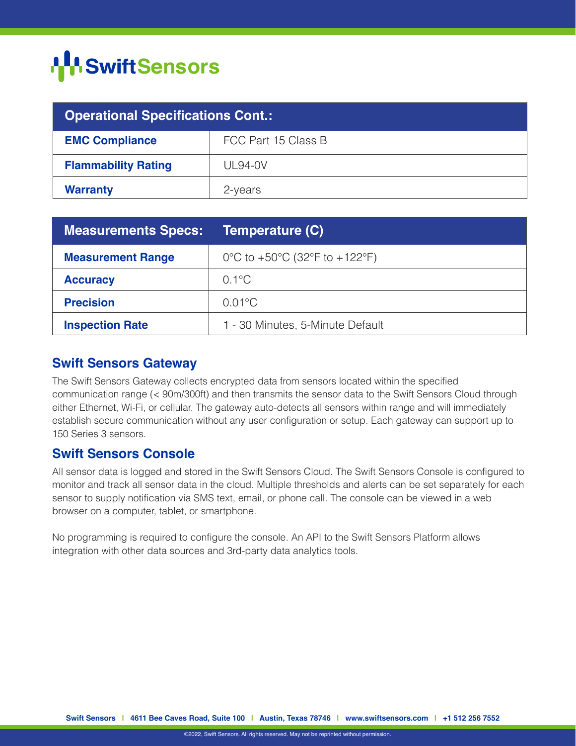| Operational Specifications Cont.: | |
|---|---|
| **EMC Compliance** | FCC Part 15 Class B |
| **Flammability Rating** | UL94-0V |
| **Warranty** | 2-years |

| Measurements Specs: | Temperature (C) |
|---|---|
| **Measurement Range** | 0°C to +50°C (32°F to +122°F) |
| **Accuracy** | 0.1°C |
| **Precision** | 0.01°C |
| **Inspection Rate** | 1 - 30 Minutes, 5-Minute Default |

## Swift Sensors Gateway

The Swift Sensors Gateway collects encrypted data from sensors located within the specified communication range (< 90m/300ft) and then transmits the sensor data to the Swift Sensors Cloud through either Ethernet, Wi-Fi, or cellular. The gateway auto-detects all sensors within range and will immediately establish secure communication without any user configuration or setup. Each gateway can support up to 150 Series 3 sensors.

## Swift Sensors Console

All sensor data is logged and stored in the Swift Sensors Cloud. The Swift Sensors Console is configured to monitor and track all sensor data in the cloud. Multiple thresholds and alerts can be set separately for each sensor to supply notification via SMS text, email, or phone call. The console can be viewed in a web browser on a computer, tablet, or smartphone.

No programming is required to configure the console. An API to the Swift Sensors Platform allows integration with other data sources and 3rd-party data analytics tools.